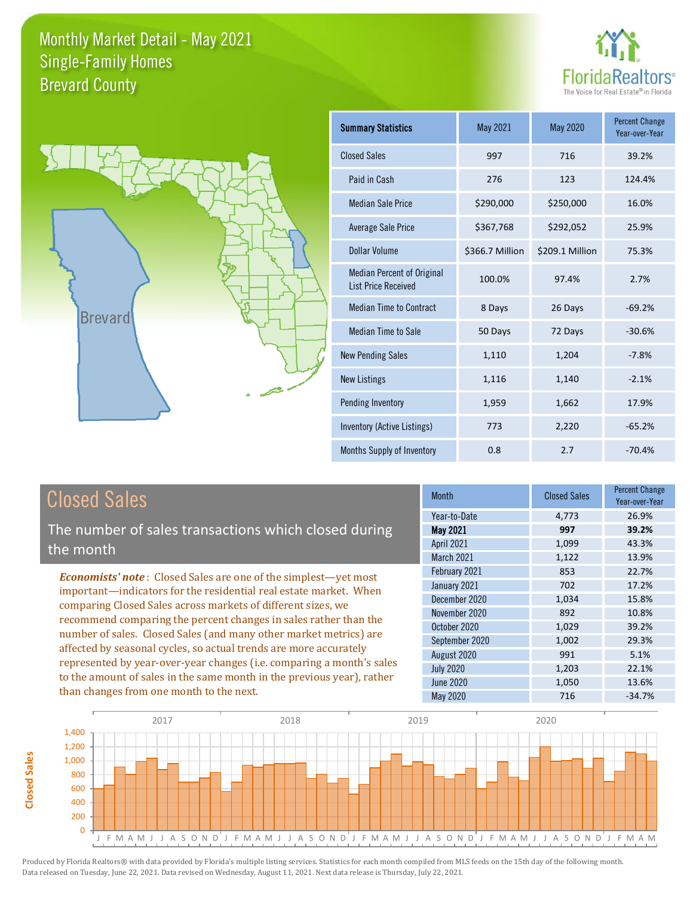# Monthly Market Detail - May 2021
## Single-Family Homes
## Brevard County

FloridaRealtors®
The Voice for Real Estate® in Florida

Brevard

| Summary Statistics | May 2021 | May 2020 | Percent Change Year-over-Year |
|---|---|---|---|
| Closed Sales | 997 | 716 | 39.2% |
| Paid in Cash | 276 | 123 | 124.4% |
| Median Sale Price | $290,000 | $250,000 | 16.0% |
| Average Sale Price | $367,768 | $292,052 | 25.9% |
| Dollar Volume | $366.7 Million | $209.1 Million | 75.3% |
| Median Percent of Original List Price Received | 100.0% | 97.4% | 2.7% |
| Median Time to Contract | 8 Days | 26 Days | -69.2% |
| Median Time to Sale | 50 Days | 72 Days | -30.6% |
| New Pending Sales | 1,110 | 1,204 | -7.8% |
| New Listings | 1,116 | 1,140 | -2.1% |
| Pending Inventory | 1,959 | 1,662 | 17.9% |
| Inventory (Active Listings) | 773 | 2,220 | -65.2% |
| Months Supply of Inventory | 0.8 | 2.7 | -70.4% |

## Closed Sales

The number of sales transactions which closed during the month

*Economists' note*: Closed Sales are one of the simplest—yet most important—indicators for the residential real estate market. When comparing Closed Sales across markets of different sizes, we recommend comparing the percent changes in sales rather than the number of sales. Closed Sales (and many other market metrics) are affected by seasonal cycles, so actual trends are more accurately represented by year-over-year changes (i.e. comparing a month's sales to the amount of sales in the same month in the previous year), rather than changes from one month to the next.

| Month | Closed Sales | Percent Change Year-over-Year |
|---|---|---|
| Year-to-Date | 4,773 | 26.9% |
| **May 2021** | **997** | **39.2%** |
| April 2021 | 1,099 | 43.3% |
| March 2021 | 1,122 | 13.9% |
| February 2021 | 853 | 22.7% |
| January 2021 | 702 | 17.2% |
| December 2020 | 1,034 | 15.8% |
| November 2020 | 892 | 10.8% |
| October 2020 | 1,029 | 39.2% |
| September 2020 | 1,002 | 29.3% |
| August 2020 | 991 | 5.1% |
| July 2020 | 1,203 | 22.1% |
| June 2020 | 1,050 | 13.6% |
| May 2020 | 716 | -34.7% |

Produced by Florida Realtors® with data provided by Florida's multiple listing services. Statistics for each month compiled from MLS feeds on the 15th day of the following month. Data released on Tuesday, June 22, 2021. Data revised on Wednesday, August 11, 2021. Next data release is Thursday, July 22, 2021.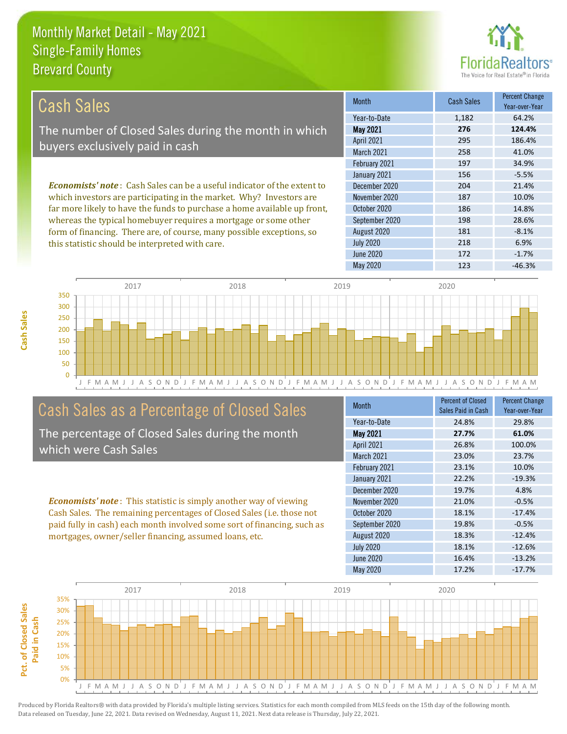# Monthly Market Detail - May 2021
## Single-Family Homes
## Brevard County

## Cash Sales

The number of Closed Sales during the month in which buyers exclusively paid in cash

***Economists' note***: Cash Sales can be a useful indicator of the extent to which investors are participating in the market. Why? Investors are far more likely to have the funds to purchase a home available up front, whereas the typical homebuyer requires a mortgage or some other form of financing. There are, of course, many possible exceptions, so this statistic should be interpreted with care.

| Month | Cash Sales | Percent Change Year-over-Year |
|---|---|---|
| Year-to-Date | 1,182 | 64.2% |
| **May 2021** | **276** | **124.4%** |
| April 2021 | 295 | 186.4% |
| March 2021 | 258 | 41.0% |
| February 2021 | 197 | 34.9% |
| January 2021 | 156 | -5.5% |
| December 2020 | 204 | 21.4% |
| November 2020 | 187 | 10.0% |
| October 2020 | 186 | 14.8% |
| September 2020 | 198 | 28.6% |
| August 2020 | 181 | -8.1% |
| July 2020 | 218 | 6.9% |
| June 2020 | 172 | -1.7% |
| May 2020 | 123 | -46.3% |

## Cash Sales as a Percentage of Closed Sales

The percentage of Closed Sales during the month which were Cash Sales

***Economists' note***: This statistic is simply another way of viewing Cash Sales. The remaining percentages of Closed Sales (i.e. those not paid fully in cash) each month involved some sort of financing, such as mortgages, owner/seller financing, assumed loans, etc.

| Month | Percent of Closed Sales Paid in Cash | Percent Change Year-over-Year |
|---|---|---|
| Year-to-Date | 24.8% | 29.8% |
| **May 2021** | **27.7%** | **61.0%** |
| April 2021 | 26.8% | 100.0% |
| March 2021 | 23.0% | 23.7% |
| February 2021 | 23.1% | 10.0% |
| January 2021 | 22.2% | -19.3% |
| December 2020 | 19.7% | 4.8% |
| November 2020 | 21.0% | -0.5% |
| October 2020 | 18.1% | -17.4% |
| September 2020 | 19.8% | -0.5% |
| August 2020 | 18.3% | -12.4% |
| July 2020 | 18.1% | -12.6% |
| June 2020 | 16.4% | -13.2% |
| May 2020 | 17.2% | -17.7% |

Produced by Florida Realtors® with data provided by Florida's multiple listing services. Statistics for each month compiled from MLS feeds on the 15th day of the following month. Data released on Tuesday, June 22, 2021. Data revised on Wednesday, August 11, 2021. Next data release is Thursday, July 22, 2021.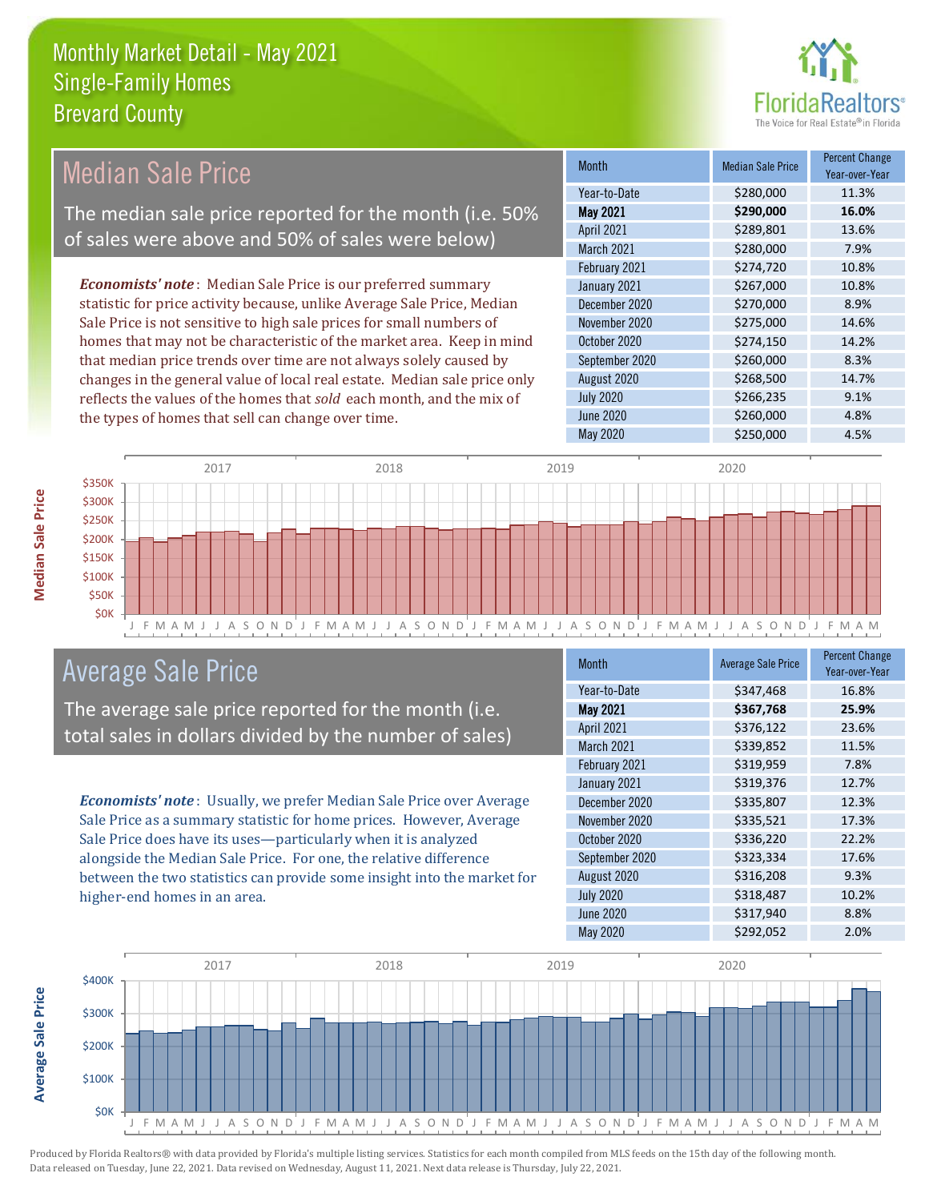# Monthly Market Detail - May 2021
## Single-Family Homes
## Brevard County

## Median Sale Price

The median sale price reported for the month (i.e. 50% of sales were above and 50% of sales were below)

*Economists' note*: Median Sale Price is our preferred summary statistic for price activity because, unlike Average Sale Price, Median Sale Price is not sensitive to high sale prices for small numbers of homes that may not be characteristic of the market area. Keep in mind that median price trends over time are not always solely caused by changes in the general value of local real estate. Median sale price only reflects the values of the homes that *sold* each month, and the mix of the types of homes that sell can change over time.

| Month | Median Sale Price | Percent Change Year-over-Year |
|---|---|---|
| Year-to-Date | $280,000 | 11.3% |
| **May 2021** | **$290,000** | **16.0%** |
| April 2021 | $289,801 | 13.6% |
| March 2021 | $280,000 | 7.9% |
| February 2021 | $274,720 | 10.8% |
| January 2021 | $267,000 | 10.8% |
| December 2020 | $270,000 | 8.9% |
| November 2020 | $275,000 | 14.6% |
| October 2020 | $274,150 | 14.2% |
| September 2020 | $260,000 | 8.3% |
| August 2020 | $268,500 | 14.7% |
| July 2020 | $266,235 | 9.1% |
| June 2020 | $260,000 | 4.8% |
| May 2020 | $250,000 | 4.5% |

## Average Sale Price

The average sale price reported for the month (i.e. total sales in dollars divided by the number of sales)

*Economists' note*: Usually, we prefer Median Sale Price over Average Sale Price as a summary statistic for home prices. However, Average Sale Price does have its uses—particularly when it is analyzed alongside the Median Sale Price. For one, the relative difference between the two statistics can provide some insight into the market for higher-end homes in an area.

| Month | Average Sale Price | Percent Change Year-over-Year |
|---|---|---|
| Year-to-Date | $347,468 | 16.8% |
| **May 2021** | **$367,768** | **25.9%** |
| April 2021 | $376,122 | 23.6% |
| March 2021 | $339,852 | 11.5% |
| February 2021 | $319,959 | 7.8% |
| January 2021 | $319,376 | 12.7% |
| December 2020 | $335,807 | 12.3% |
| November 2020 | $335,521 | 17.3% |
| October 2020 | $336,220 | 22.2% |
| September 2020 | $323,334 | 17.6% |
| August 2020 | $316,208 | 9.3% |
| July 2020 | $318,487 | 10.2% |
| June 2020 | $317,940 | 8.8% |
| May 2020 | $292,052 | 2.0% |

Produced by Florida Realtors® with data provided by Florida's multiple listing services. Statistics for each month compiled from MLS feeds on the 15th day of the following month. Data released on Tuesday, June 22, 2021. Data revised on Wednesday, August 11, 2021. Next data release is Thursday, July 22, 2021.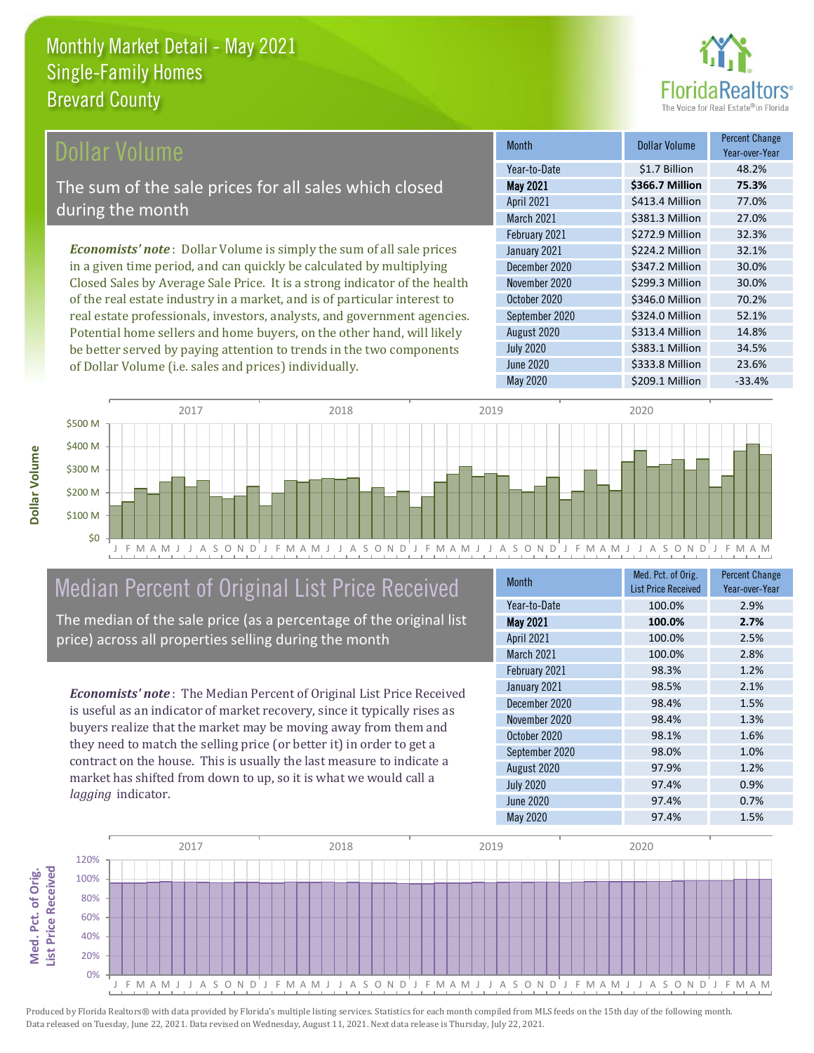# Monthly Market Detail - May 2021
## Single-Family Homes
## Brevard County

## Dollar Volume

The sum of the sale prices for all sales which closed during the month

*Economists' note*: Dollar Volume is simply the sum of all sale prices in a given time period, and can quickly be calculated by multiplying Closed Sales by Average Sale Price. It is a strong indicator of the health of the real estate industry in a market, and is of particular interest to real estate professionals, investors, analysts, and government agencies. Potential home sellers and home buyers, on the other hand, will likely be better served by paying attention to trends in the two components of Dollar Volume (i.e. sales and prices) individually.

| Month | Dollar Volume | Percent Change Year-over-Year |
|---|---|---|
| Year-to-Date | $1.7 Billion | 48.2% |
| **May 2021** | **$366.7 Million** | **75.3%** |
| April 2021 | $413.4 Million | 77.0% |
| March 2021 | $381.3 Million | 27.0% |
| February 2021 | $272.9 Million | 32.3% |
| January 2021 | $224.2 Million | 32.1% |
| December 2020 | $347.2 Million | 30.0% |
| November 2020 | $299.3 Million | 30.0% |
| October 2020 | $346.0 Million | 70.2% |
| September 2020 | $324.0 Million | 52.1% |
| August 2020 | $313.4 Million | 14.8% |
| July 2020 | $383.1 Million | 34.5% |
| June 2020 | $333.8 Million | 23.6% |
| May 2020 | $209.1 Million | -33.4% |

## Median Percent of Original List Price Received

The median of the sale price (as a percentage of the original list price) across all properties selling during the month

*Economists' note*: The Median Percent of Original List Price Received is useful as an indicator of market recovery, since it typically rises as buyers realize that the market may be moving away from them and they need to match the selling price (or better it) in order to get a contract on the house. This is usually the last measure to indicate a market has shifted from down to up, so it is what we would call a *lagging* indicator.

| Month | Med. Pct. of Orig. List Price Received | Percent Change Year-over-Year |
|---|---|---|
| Year-to-Date | 100.0% | 2.9% |
| **May 2021** | **100.0%** | **2.7%** |
| April 2021 | 100.0% | 2.5% |
| March 2021 | 100.0% | 2.8% |
| February 2021 | 98.3% | 1.2% |
| January 2021 | 98.5% | 2.1% |
| December 2020 | 98.4% | 1.5% |
| November 2020 | 98.4% | 1.3% |
| October 2020 | 98.1% | 1.6% |
| September 2020 | 98.0% | 1.0% |
| August 2020 | 97.9% | 1.2% |
| July 2020 | 97.4% | 0.9% |
| June 2020 | 97.4% | 0.7% |
| May 2020 | 97.4% | 1.5% |

Produced by Florida Realtors® with data provided by Florida's multiple listing services. Statistics for each month compiled from MLS feeds on the 15th day of the following month. Data released on Tuesday, June 22, 2021. Data revised on Wednesday, August 11, 2021. Next data release is Thursday, July 22, 2021.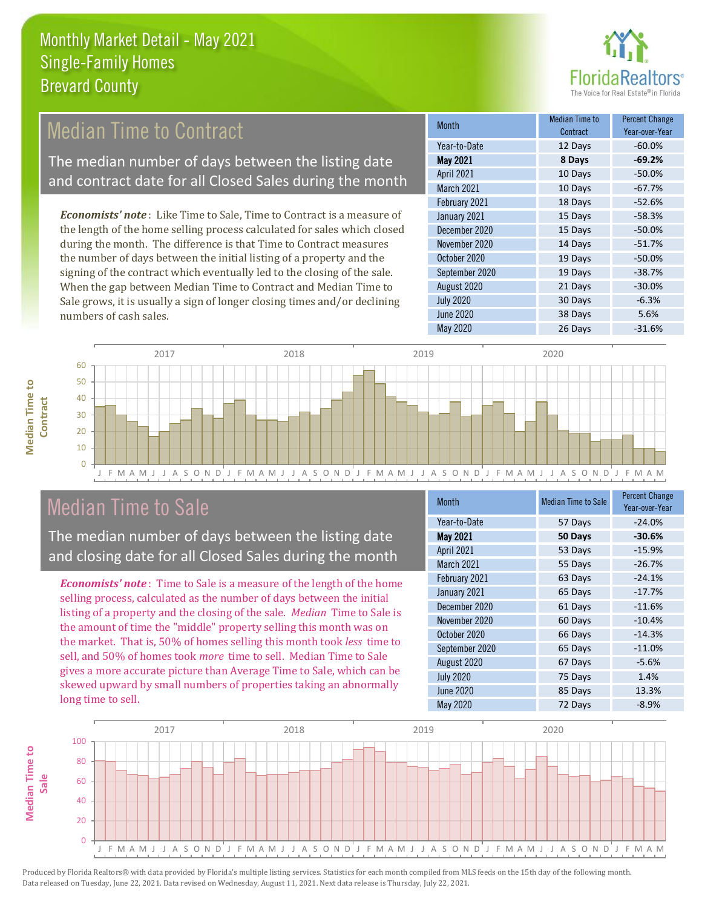# Monthly Market Detail - May 2021
## Single-Family Homes
## Brevard County

## Median Time to Contract

The median number of days between the listing date and contract date for all Closed Sales during the month

***Economists' note***: Like Time to Sale, Time to Contract is a measure of the length of the home selling process calculated for sales which closed during the month. The difference is that Time to Contract measures the number of days between the initial listing of a property and the signing of the contract which eventually led to the closing of the sale. When the gap between Median Time to Contract and Median Time to Sale grows, it is usually a sign of longer closing times and/or declining numbers of cash sales.

| Month | Median Time to Contract | Percent Change Year-over-Year |
|---|---|---|
| Year-to-Date | 12 Days | -60.0% |
| **May 2021** | **8 Days** | **-69.2%** |
| April 2021 | 10 Days | -50.0% |
| March 2021 | 10 Days | -67.7% |
| February 2021 | 18 Days | -52.6% |
| January 2021 | 15 Days | -58.3% |
| December 2020 | 15 Days | -50.0% |
| November 2020 | 14 Days | -51.7% |
| October 2020 | 19 Days | -50.0% |
| September 2020 | 19 Days | -38.7% |
| August 2020 | 21 Days | -30.0% |
| July 2020 | 30 Days | -6.3% |
| June 2020 | 38 Days | 5.6% |
| May 2020 | 26 Days | -31.6% |

## Median Time to Sale

The median number of days between the listing date and closing date for all Closed Sales during the month

***Economists' note***: Time to Sale is a measure of the length of the home selling process, calculated as the number of days between the initial listing of a property and the closing of the sale. *Median* Time to Sale is the amount of time the "middle" property selling this month was on the market. That is, 50% of homes selling this month took *less* time to sell, and 50% of homes took *more* time to sell. Median Time to Sale gives a more accurate picture than Average Time to Sale, which can be skewed upward by small numbers of properties taking an abnormally long time to sell.

| Month | Median Time to Sale | Percent Change Year-over-Year |
|---|---|---|
| Year-to-Date | 57 Days | -24.0% |
| **May 2021** | **50 Days** | **-30.6%** |
| April 2021 | 53 Days | -15.9% |
| March 2021 | 55 Days | -26.7% |
| February 2021 | 63 Days | -24.1% |
| January 2021 | 65 Days | -17.7% |
| December 2020 | 61 Days | -11.6% |
| November 2020 | 60 Days | -10.4% |
| October 2020 | 66 Days | -14.3% |
| September 2020 | 65 Days | -11.0% |
| August 2020 | 67 Days | -5.6% |
| July 2020 | 75 Days | 1.4% |
| June 2020 | 85 Days | 13.3% |
| May 2020 | 72 Days | -8.9% |

Produced by Florida Realtors® with data provided by Florida's multiple listing services. Statistics for each month compiled from MLS feeds on the 15th day of the following month. Data released on Tuesday, June 22, 2021. Data revised on Wednesday, August 11, 2021. Next data release is Thursday, July 22, 2021.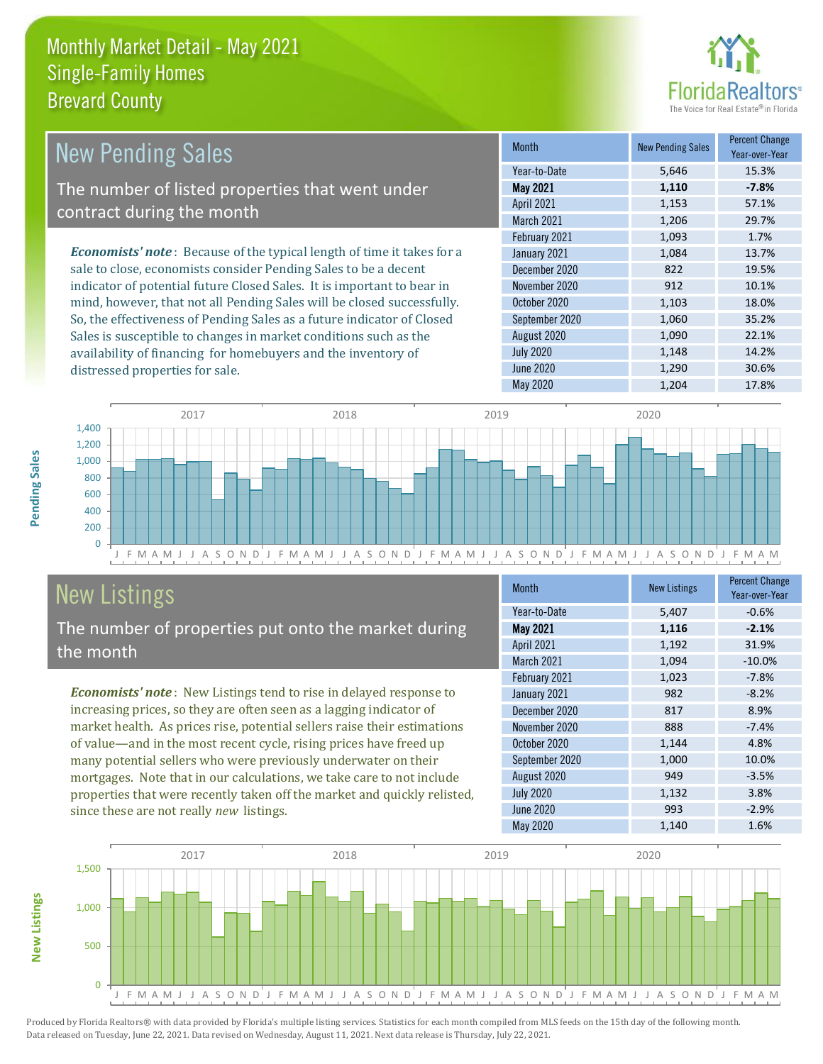# Monthly Market Detail - May 2021
## Single-Family Homes
## Brevard County

## New Pending Sales

The number of listed properties that went under contract during the month

***Economists' note***: Because of the typical length of time it takes for a sale to close, economists consider Pending Sales to be a decent indicator of potential future Closed Sales. It is important to bear in mind, however, that not all Pending Sales will be closed successfully. So, the effectiveness of Pending Sales as a future indicator of Closed Sales is susceptible to changes in market conditions such as the availability of financing for homebuyers and the inventory of distressed properties for sale.

| Month | New Pending Sales | Percent Change Year-over-Year |
|---|---|---|
| Year-to-Date | 5,646 | 15.3% |
| **May 2021** | **1,110** | **-7.8%** |
| April 2021 | 1,153 | 57.1% |
| March 2021 | 1,206 | 29.7% |
| February 2021 | 1,093 | 1.7% |
| January 2021 | 1,084 | 13.7% |
| December 2020 | 822 | 19.5% |
| November 2020 | 912 | 10.1% |
| October 2020 | 1,103 | 18.0% |
| September 2020 | 1,060 | 35.2% |
| August 2020 | 1,090 | 22.1% |
| July 2020 | 1,148 | 14.2% |
| June 2020 | 1,290 | 30.6% |
| May 2020 | 1,204 | 17.8% |

## New Listings

The number of properties put onto the market during the month

***Economists' note***: New Listings tend to rise in delayed response to increasing prices, so they are often seen as a lagging indicator of market health. As prices rise, potential sellers raise their estimations of value—and in the most recent cycle, rising prices have freed up many potential sellers who were previously underwater on their mortgages. Note that in our calculations, we take care to not include properties that were recently taken off the market and quickly relisted, since these are not really *new* listings.

| Month | New Listings | Percent Change Year-over-Year |
|---|---|---|
| Year-to-Date | 5,407 | -0.6% |
| **May 2021** | **1,116** | **-2.1%** |
| April 2021 | 1,192 | 31.9% |
| March 2021 | 1,094 | -10.0% |
| February 2021 | 1,023 | -7.8% |
| January 2021 | 982 | -8.2% |
| December 2020 | 817 | 8.9% |
| November 2020 | 888 | -7.4% |
| October 2020 | 1,144 | 4.8% |
| September 2020 | 1,000 | 10.0% |
| August 2020 | 949 | -3.5% |
| July 2020 | 1,132 | 3.8% |
| June 2020 | 993 | -2.9% |
| May 2020 | 1,140 | 1.6% |

Produced by Florida Realtors® with data provided by Florida's multiple listing services. Statistics for each month compiled from MLS feeds on the 15th day of the following month. Data released on Tuesday, June 22, 2021. Data revised on Wednesday, August 11, 2021. Next data release is Thursday, July 22, 2021.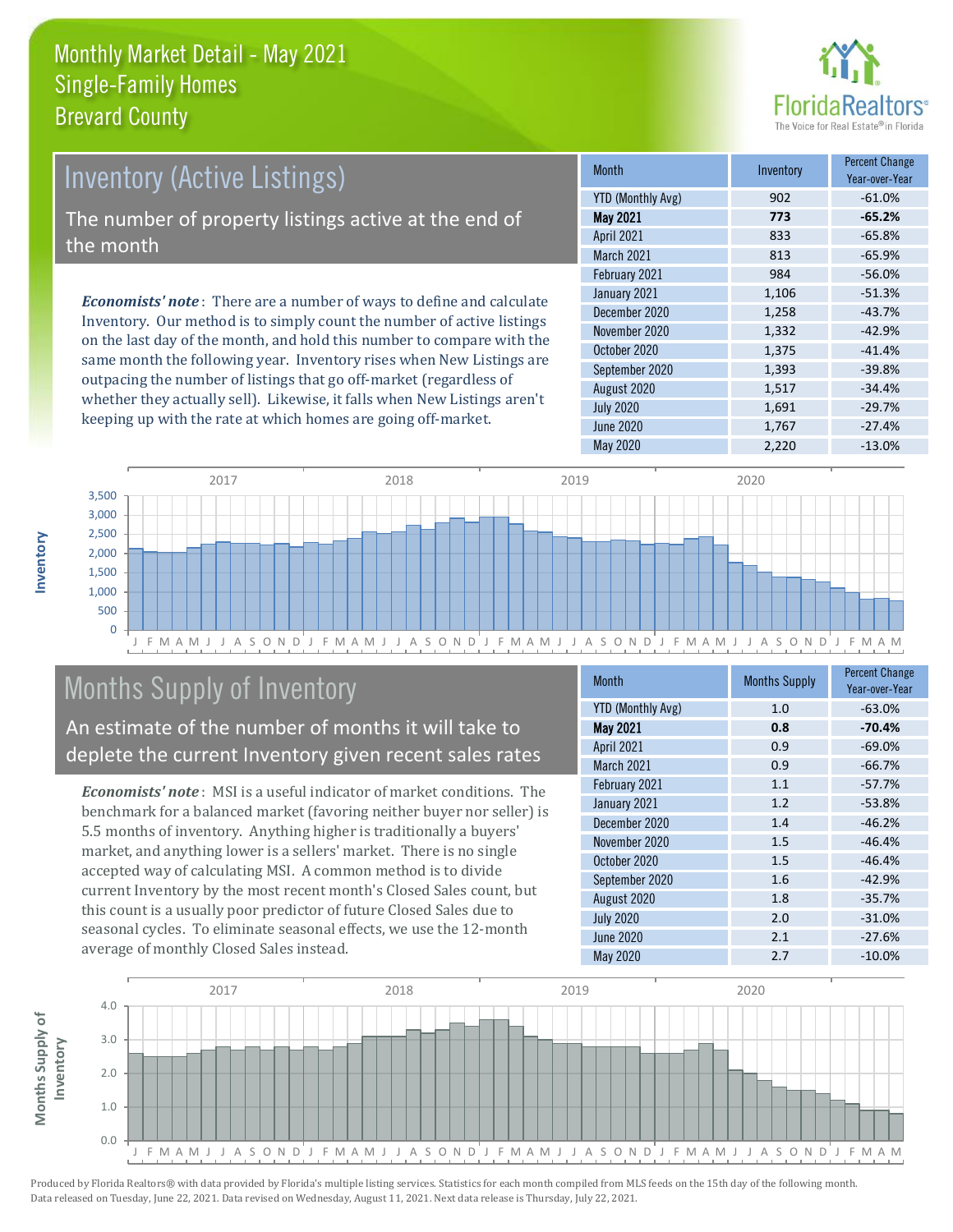# Monthly Market Detail - May 2021
## Single-Family Homes
## Brevard County

## Inventory (Active Listings)

The number of property listings active at the end of the month

***Economists' note***: There are a number of ways to define and calculate Inventory. Our method is to simply count the number of active listings on the last day of the month, and hold this number to compare with the same month the following year. Inventory rises when New Listings are outpacing the number of listings that go off-market (regardless of whether they actually sell). Likewise, it falls when New Listings aren't keeping up with the rate at which homes are going off-market.

| Month | Inventory | Percent Change Year-over-Year |
|---|---|---|
| YTD (Monthly Avg) | 902 | -61.0% |
| **May 2021** | **773** | **-65.2%** |
| April 2021 | 833 | -65.8% |
| March 2021 | 813 | -65.9% |
| February 2021 | 984 | -56.0% |
| January 2021 | 1,106 | -51.3% |
| December 2020 | 1,258 | -43.7% |
| November 2020 | 1,332 | -42.9% |
| October 2020 | 1,375 | -41.4% |
| September 2020 | 1,393 | -39.8% |
| August 2020 | 1,517 | -34.4% |
| July 2020 | 1,691 | -29.7% |
| June 2020 | 1,767 | -27.4% |
| May 2020 | 2,220 | -13.0% |

## Months Supply of Inventory

An estimate of the number of months it will take to deplete the current Inventory given recent sales rates

***Economists' note***: MSI is a useful indicator of market conditions. The benchmark for a balanced market (favoring neither buyer nor seller) is 5.5 months of inventory. Anything higher is traditionally a buyers' market, and anything lower is a sellers' market. There is no single accepted way of calculating MSI. A common method is to divide current Inventory by the most recent month's Closed Sales count, but this count is a usually poor predictor of future Closed Sales due to seasonal cycles. To eliminate seasonal effects, we use the 12-month average of monthly Closed Sales instead.

| Month | Months Supply | Percent Change Year-over-Year |
|---|---|---|
| YTD (Monthly Avg) | 1.0 | -63.0% |
| **May 2021** | **0.8** | **-70.4%** |
| April 2021 | 0.9 | -69.0% |
| March 2021 | 0.9 | -66.7% |
| February 2021 | 1.1 | -57.7% |
| January 2021 | 1.2 | -53.8% |
| December 2020 | 1.4 | -46.2% |
| November 2020 | 1.5 | -46.4% |
| October 2020 | 1.5 | -46.4% |
| September 2020 | 1.6 | -42.9% |
| August 2020 | 1.8 | -35.7% |
| July 2020 | 2.0 | -31.0% |
| June 2020 | 2.1 | -27.6% |
| May 2020 | 2.7 | -10.0% |

Produced by Florida Realtors® with data provided by Florida's multiple listing services. Statistics for each month compiled from MLS feeds on the 15th day of the following month. Data released on Tuesday, June 22, 2021. Data revised on Wednesday, August 11, 2021. Next data release is Thursday, July 22, 2021.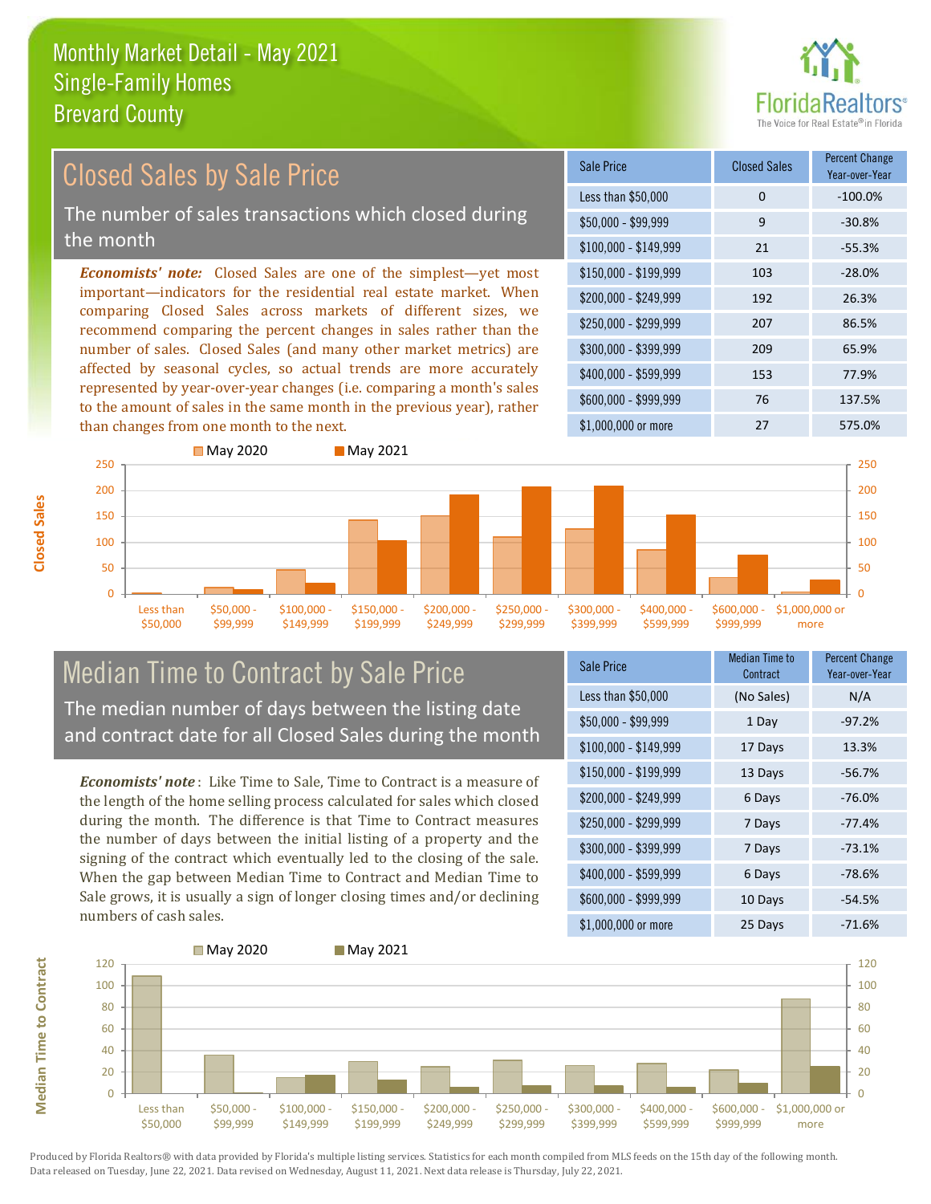# Monthly Market Detail - May 2021
## Single-Family Homes
## Brevard County

## Closed Sales by Sale Price

The number of sales transactions which closed during the month

***Economists' note:*** Closed Sales are one of the simplest—yet most important—indicators for the residential real estate market. When comparing Closed Sales across markets of different sizes, we recommend comparing the percent changes in sales rather than the number of sales. Closed Sales (and many other market metrics) are affected by seasonal cycles, so actual trends are more accurately represented by year-over-year changes (i.e. comparing a month's sales to the amount of sales in the same month in the previous year), rather than changes from one month to the next.

| Sale Price | Closed Sales | Percent Change Year-over-Year |
|---|---|---|
| Less than $50,000 | 0 | -100.0% |
| $50,000 - $99,999 | 9 | -30.8% |
| $100,000 - $149,999 | 21 | -55.3% |
| $150,000 - $199,999 | 103 | -28.0% |
| $200,000 - $249,999 | 192 | 26.3% |
| $250,000 - $299,999 | 207 | 86.5% |
| $300,000 - $399,999 | 209 | 65.9% |
| $400,000 - $599,999 | 153 | 77.9% |
| $600,000 - $999,999 | 76 | 137.5% |
| $1,000,000 or more | 27 | 575.0% |

## Median Time to Contract by Sale Price

The median number of days between the listing date and contract date for all Closed Sales during the month

***Economists' note*** : Like Time to Sale, Time to Contract is a measure of the length of the home selling process calculated for sales which closed during the month. The difference is that Time to Contract measures the number of days between the initial listing of a property and the signing of the contract which eventually led to the closing of the sale. When the gap between Median Time to Contract and Median Time to Sale grows, it is usually a sign of longer closing times and/or declining numbers of cash sales.

| Sale Price | Median Time to Contract | Percent Change Year-over-Year |
|---|---|---|
| Less than $50,000 | (No Sales) | N/A |
| $50,000 - $99,999 | 1 Day | -97.2% |
| $100,000 - $149,999 | 17 Days | 13.3% |
| $150,000 - $199,999 | 13 Days | -56.7% |
| $200,000 - $249,999 | 6 Days | -76.0% |
| $250,000 - $299,999 | 7 Days | -77.4% |
| $300,000 - $399,999 | 7 Days | -73.1% |
| $400,000 - $599,999 | 6 Days | -78.6% |
| $600,000 - $999,999 | 10 Days | -54.5% |
| $1,000,000 or more | 25 Days | -71.6% |

Produced by Florida Realtors® with data provided by Florida's multiple listing services. Statistics for each month compiled from MLS feeds on the 15th day of the following month. Data released on Tuesday, June 22, 2021. Data revised on Wednesday, August 11, 2021. Next data release is Thursday, July 22, 2021.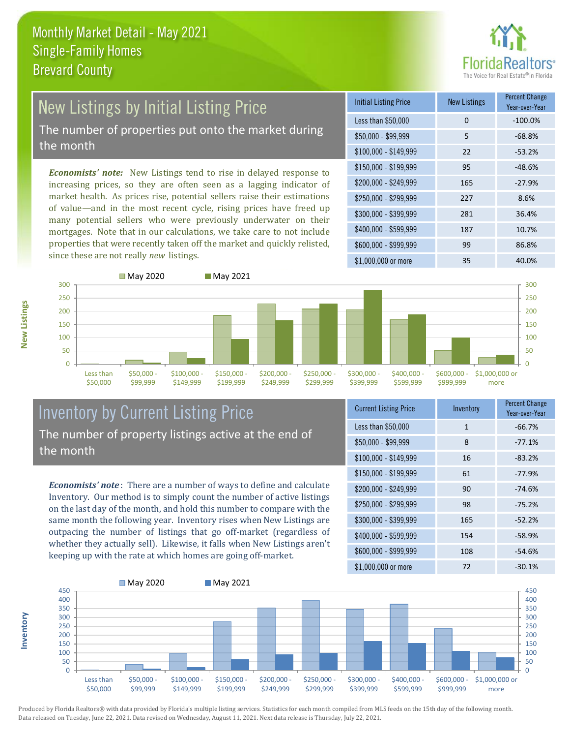# Monthly Market Detail - May 2021
## Single-Family Homes
## Brevard County

## New Listings by Initial Listing Price

The number of properties put onto the market during the month

***Economists' note:*** New Listings tend to rise in delayed response to increasing prices, so they are often seen as a lagging indicator of market health. As prices rise, potential sellers raise their estimations of value—and in the most recent cycle, rising prices have freed up many potential sellers who were previously underwater on their mortgages. Note that in our calculations, we take care to not include properties that were recently taken off the market and quickly relisted, since these are not really *new* listings.

| Initial Listing Price | New Listings | Percent Change Year-over-Year |
|---|---|---|
| Less than $50,000 | 0 | -100.0% |
| $50,000 - $99,999 | 5 | -68.8% |
| $100,000 - $149,999 | 22 | -53.2% |
| $150,000 - $199,999 | 95 | -48.6% |
| $200,000 - $249,999 | 165 | -27.9% |
| $250,000 - $299,999 | 227 | 8.6% |
| $300,000 - $399,999 | 281 | 36.4% |
| $400,000 - $599,999 | 187 | 10.7% |
| $600,000 - $999,999 | 99 | 86.8% |
| $1,000,000 or more | 35 | 40.0% |

## Inventory by Current Listing Price

The number of property listings active at the end of the month

***Economists' note***: There are a number of ways to define and calculate Inventory. Our method is to simply count the number of active listings on the last day of the month, and hold this number to compare with the same month the following year. Inventory rises when New Listings are outpacing the number of listings that go off-market (regardless of whether they actually sell). Likewise, it falls when New Listings aren't keeping up with the rate at which homes are going off-market.

| Current Listing Price | Inventory | Percent Change Year-over-Year |
|---|---|---|
| Less than $50,000 | 1 | -66.7% |
| $50,000 - $99,999 | 8 | -77.1% |
| $100,000 - $149,999 | 16 | -83.2% |
| $150,000 - $199,999 | 61 | -77.9% |
| $200,000 - $249,999 | 90 | -74.6% |
| $250,000 - $299,999 | 98 | -75.2% |
| $300,000 - $399,999 | 165 | -52.2% |
| $400,000 - $599,999 | 154 | -58.9% |
| $600,000 - $999,999 | 108 | -54.6% |
| $1,000,000 or more | 72 | -30.1% |

Produced by Florida Realtors® with data provided by Florida's multiple listing services. Statistics for each month compiled from MLS feeds on the 15th day of the following month. Data released on Tuesday, June 22, 2021. Data revised on Wednesday, August 11, 2021. Next data release is Thursday, July 22, 2021.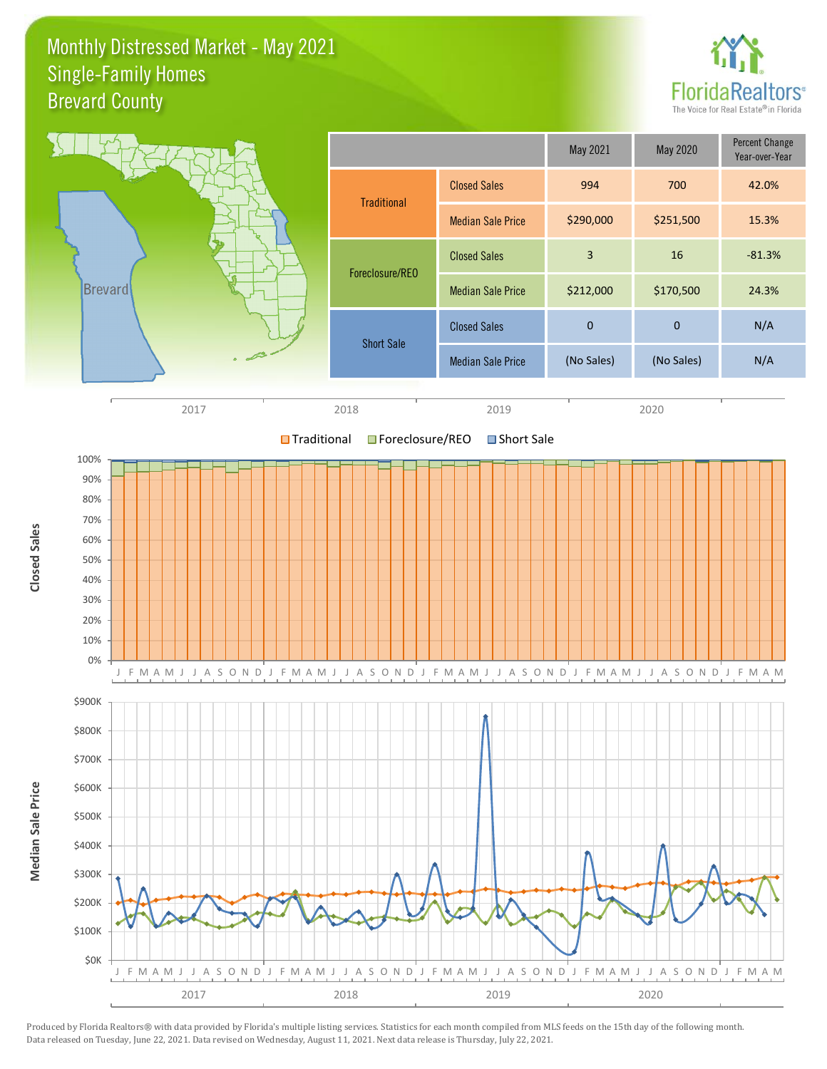# Monthly Distressed Market - May 2021
## Single-Family Homes
## Brevard County

FloridaRealtors®
The Voice for Real Estate® in Florida

Brevard

| | | May 2021 | May 2020 | Percent Change Year-over-Year |
|---|---|---|---|---|
| Traditional | Closed Sales | 994 | 700 | 42.0% |
| | Median Sale Price | $290,000 | $251,500 | 15.3% |
| Foreclosure/REO | Closed Sales | 3 | 16 | -81.3% |
| | Median Sale Price | $212,000 | $170,500 | 24.3% |
| Short Sale | Closed Sales | 0 | 0 | N/A |
| | Median Sale Price | (No Sales) | (No Sales) | N/A |

2017 2018 2019 2020

Traditional Foreclosure/REO Short Sale

Closed Sales

100% 90% 80% 70% 60% 50% 40% 30% 20% 10% 0%

J F M A M J J A S O N D J F M A M J J A S O N D J F M A M J J A S O N D J F M A M J J A S O N D J F M A M

Median Sale Price

$900K $800K $700K $600K $500K $400K $300K $200K $100K $0K

J F M A M J J A S O N D J F M A M J J A S O N D J F M A M J J A S O N D J F M A M J J A S O N D J F M A M

2017 2018 2019 2020

Produced by Florida Realtors® with data provided by Florida's multiple listing services. Statistics for each month compiled from MLS feeds on the 15th day of the following month. Data released on Tuesday, June 22, 2021. Data revised on Wednesday, August 11, 2021. Next data release is Thursday, July 22, 2021.